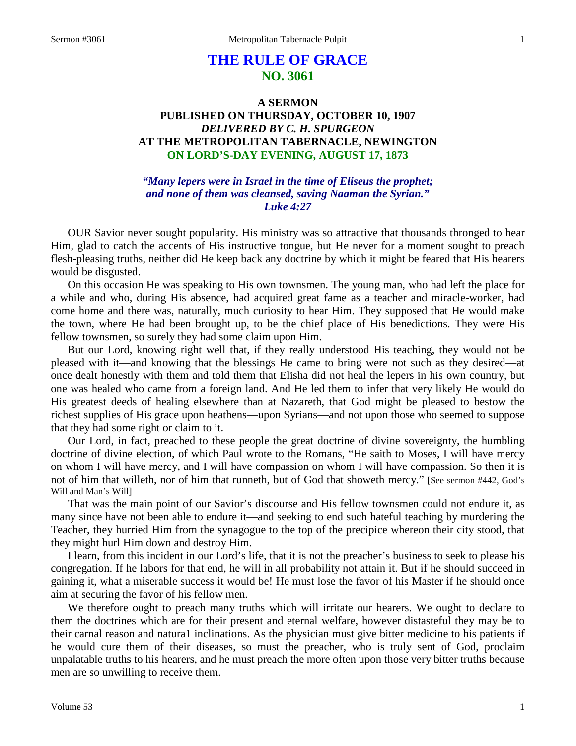# THE RULE OF GRACE
## NO. 3061

### A SERMON
### PUBLISHED ON THURSDAY, OCTOBER 10, 1907
### *DELIVERED BY C. H. SPURGEON*
### AT THE METROPOLITAN TABERNACLE, NEWINGTON
### ON LORD'S-DAY EVENING, AUGUST 17, 1873

***"Many lepers were in Israel in the time of Eliseus the prophet; and none of them was cleansed, saving Naaman the Syrian." Luke 4:27***

OUR Savior never sought popularity. His ministry was so attractive that thousands thronged to hear Him, glad to catch the accents of His instructive tongue, but He never for a moment sought to preach flesh-pleasing truths, neither did He keep back any doctrine by which it might be feared that His hearers would be disgusted.

On this occasion He was speaking to His own townsmen. The young man, who had left the place for a while and who, during His absence, had acquired great fame as a teacher and miracle-worker, had come home and there was, naturally, much curiosity to hear Him. They supposed that He would make the town, where He had been brought up, to be the chief place of His benedictions. They were His fellow townsmen, so surely they had some claim upon Him.

But our Lord, knowing right well that, if they really understood His teaching, they would not be pleased with it—and knowing that the blessings He came to bring were not such as they desired—at once dealt honestly with them and told them that Elisha did not heal the lepers in his own country, but one was healed who came from a foreign land. And He led them to infer that very likely He would do His greatest deeds of healing elsewhere than at Nazareth, that God might be pleased to bestow the richest supplies of His grace upon heathens—upon Syrians—and not upon those who seemed to suppose that they had some right or claim to it.

Our Lord, in fact, preached to these people the great doctrine of divine sovereignty, the humbling doctrine of divine election, of which Paul wrote to the Romans, "He saith to Moses, I will have mercy on whom I will have mercy, and I will have compassion on whom I will have compassion. So then it is not of him that willeth, nor of him that runneth, but of God that showeth mercy." [See sermon #442, God's Will and Man's Will]

That was the main point of our Savior's discourse and His fellow townsmen could not endure it, as many since have not been able to endure it—and seeking to end such hateful teaching by murdering the Teacher, they hurried Him from the synagogue to the top of the precipice whereon their city stood, that they might hurl Him down and destroy Him.

I learn, from this incident in our Lord's life, that it is not the preacher's business to seek to please his congregation. If he labors for that end, he will in all probability not attain it. But if he should succeed in gaining it, what a miserable success it would be! He must lose the favor of his Master if he should once aim at securing the favor of his fellow men.

We therefore ought to preach many truths which will irritate our hearers. We ought to declare to them the doctrines which are for their present and eternal welfare, however distasteful they may be to their carnal reason and natural inclinations. As the physician must give bitter medicine to his patients if he would cure them of their diseases, so must the preacher, who is truly sent of God, proclaim unpalatable truths to his hearers, and he must preach the more often upon those very bitter truths because men are so unwilling to receive them.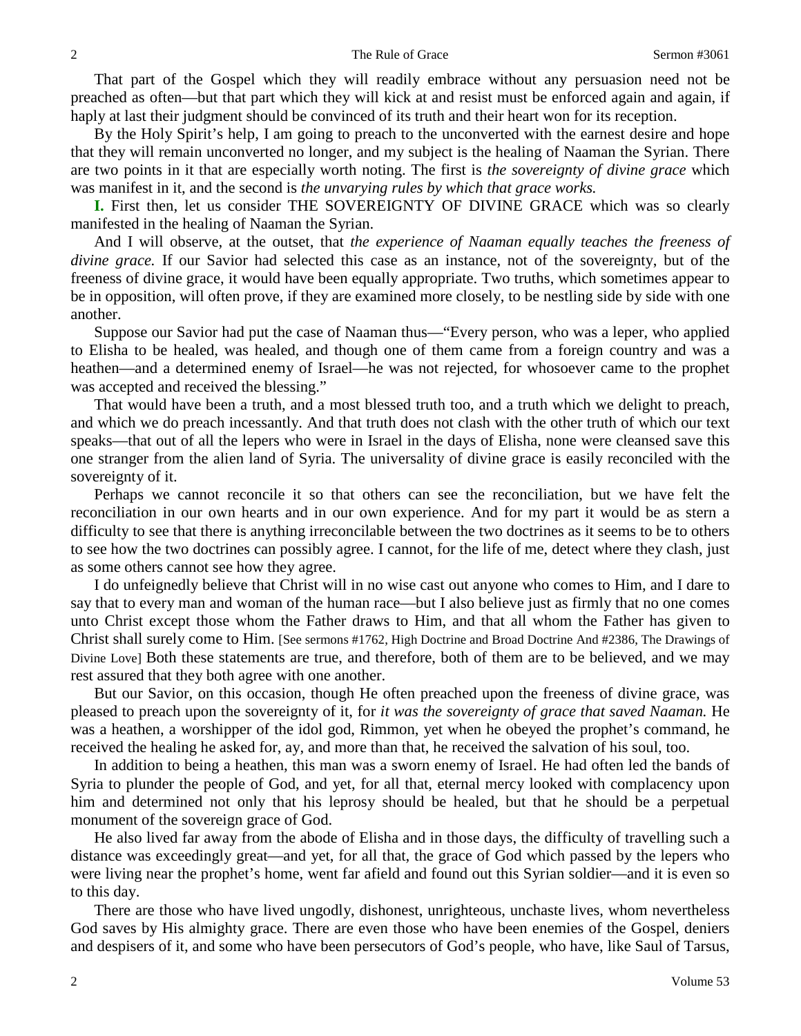That part of the Gospel which they will readily embrace without any persuasion need not be preached as often—but that part which they will kick at and resist must be enforced again and again, if haply at last their judgment should be convinced of its truth and their heart won for its reception.

By the Holy Spirit's help, I am going to preach to the unconverted with the earnest desire and hope that they will remain unconverted no longer, and my subject is the healing of Naaman the Syrian. There are two points in it that are especially worth noting. The first is *the sovereignty of divine grace* which was manifest in it, and the second is *the unvarying rules by which that grace works.*

**I.** First then, let us consider THE SOVEREIGNTY OF DIVINE GRACE which was so clearly manifested in the healing of Naaman the Syrian.

And I will observe, at the outset, that *the experience of Naaman equally teaches the freeness of divine grace.* If our Savior had selected this case as an instance, not of the sovereignty, but of the freeness of divine grace, it would have been equally appropriate. Two truths, which sometimes appear to be in opposition, will often prove, if they are examined more closely, to be nestling side by side with one another.

Suppose our Savior had put the case of Naaman thus—"Every person, who was a leper, who applied to Elisha to be healed, was healed, and though one of them came from a foreign country and was a heathen—and a determined enemy of Israel—he was not rejected, for whosoever came to the prophet was accepted and received the blessing."

That would have been a truth, and a most blessed truth too, and a truth which we delight to preach, and which we do preach incessantly. And that truth does not clash with the other truth of which our text speaks—that out of all the lepers who were in Israel in the days of Elisha, none were cleansed save this one stranger from the alien land of Syria. The universality of divine grace is easily reconciled with the sovereignty of it.

Perhaps we cannot reconcile it so that others can see the reconciliation, but we have felt the reconciliation in our own hearts and in our own experience. And for my part it would be as stern a difficulty to see that there is anything irreconcilable between the two doctrines as it seems to be to others to see how the two doctrines can possibly agree. I cannot, for the life of me, detect where they clash, just as some others cannot see how they agree.

I do unfeignedly believe that Christ will in no wise cast out anyone who comes to Him, and I dare to say that to every man and woman of the human race—but I also believe just as firmly that no one comes unto Christ except those whom the Father draws to Him, and that all whom the Father has given to Christ shall surely come to Him. [See sermons #1762, High Doctrine and Broad Doctrine And #2386, The Drawings of Divine Love] Both these statements are true, and therefore, both of them are to be believed, and we may rest assured that they both agree with one another.

But our Savior, on this occasion, though He often preached upon the freeness of divine grace, was pleased to preach upon the sovereignty of it, for *it was the sovereignty of grace that saved Naaman.* He was a heathen, a worshipper of the idol god, Rimmon, yet when he obeyed the prophet's command, he received the healing he asked for, ay, and more than that, he received the salvation of his soul, too.

In addition to being a heathen, this man was a sworn enemy of Israel. He had often led the bands of Syria to plunder the people of God, and yet, for all that, eternal mercy looked with complacency upon him and determined not only that his leprosy should be healed, but that he should be a perpetual monument of the sovereign grace of God.

He also lived far away from the abode of Elisha and in those days, the difficulty of travelling such a distance was exceedingly great—and yet, for all that, the grace of God which passed by the lepers who were living near the prophet's home, went far afield and found out this Syrian soldier—and it is even so to this day.

There are those who have lived ungodly, dishonest, unrighteous, unchaste lives, whom nevertheless God saves by His almighty grace. There are even those who have been enemies of the Gospel, deniers and despisers of it, and some who have been persecutors of God's people, who have, like Saul of Tarsus,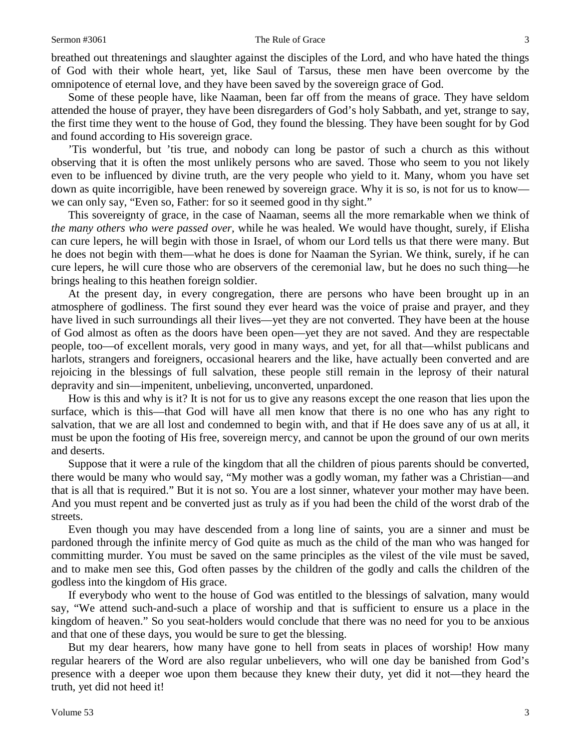breathed out threatenings and slaughter against the disciples of the Lord, and who have hated the things of God with their whole heart, yet, like Saul of Tarsus, these men have been overcome by the omnipotence of eternal love, and they have been saved by the sovereign grace of God.

Some of these people have, like Naaman, been far off from the means of grace. They have seldom attended the house of prayer, they have been disregarders of God's holy Sabbath, and yet, strange to say, the first time they went to the house of God, they found the blessing. They have been sought for by God and found according to His sovereign grace.

'Tis wonderful, but 'tis true, and nobody can long be pastor of such a church as this without observing that it is often the most unlikely persons who are saved. Those who seem to you not likely even to be influenced by divine truth, are the very people who yield to it. Many, whom you have set down as quite incorrigible, have been renewed by sovereign grace. Why it is so, is not for us to know—we can only say, "Even so, Father: for so it seemed good in thy sight."

This sovereignty of grace, in the case of Naaman, seems all the more remarkable when we think of *the many others who were passed over,* while he was healed. We would have thought, surely, if Elisha can cure lepers, he will begin with those in Israel, of whom our Lord tells us that there were many. But he does not begin with them—what he does is done for Naaman the Syrian. We think, surely, if he can cure lepers, he will cure those who are observers of the ceremonial law, but he does no such thing—he brings healing to this heathen foreign soldier.

At the present day, in every congregation, there are persons who have been brought up in an atmosphere of godliness. The first sound they ever heard was the voice of praise and prayer, and they have lived in such surroundings all their lives—yet they are not converted. They have been at the house of God almost as often as the doors have been open—yet they are not saved. And they are respectable people, too—of excellent morals, very good in many ways, and yet, for all that—whilst publicans and harlots, strangers and foreigners, occasional hearers and the like, have actually been converted and are rejoicing in the blessings of full salvation, these people still remain in the leprosy of their natural depravity and sin—impenitent, unbelieving, unconverted, unpardoned.

How is this and why is it? It is not for us to give any reasons except the one reason that lies upon the surface, which is this—that God will have all men know that there is no one who has any right to salvation, that we are all lost and condemned to begin with, and that if He does save any of us at all, it must be upon the footing of His free, sovereign mercy, and cannot be upon the ground of our own merits and deserts.

Suppose that it were a rule of the kingdom that all the children of pious parents should be converted, there would be many who would say, "My mother was a godly woman, my father was a Christian—and that is all that is required." But it is not so. You are a lost sinner, whatever your mother may have been. And you must repent and be converted just as truly as if you had been the child of the worst drab of the streets.

Even though you may have descended from a long line of saints, you are a sinner and must be pardoned through the infinite mercy of God quite as much as the child of the man who was hanged for committing murder. You must be saved on the same principles as the vilest of the vile must be saved, and to make men see this, God often passes by the children of the godly and calls the children of the godless into the kingdom of His grace.

If everybody who went to the house of God was entitled to the blessings of salvation, many would say, "We attend such-and-such a place of worship and that is sufficient to ensure us a place in the kingdom of heaven." So you seat-holders would conclude that there was no need for you to be anxious and that one of these days, you would be sure to get the blessing.

But my dear hearers, how many have gone to hell from seats in places of worship! How many regular hearers of the Word are also regular unbelievers, who will one day be banished from God's presence with a deeper woe upon them because they knew their duty, yet did it not—they heard the truth, yet did not heed it!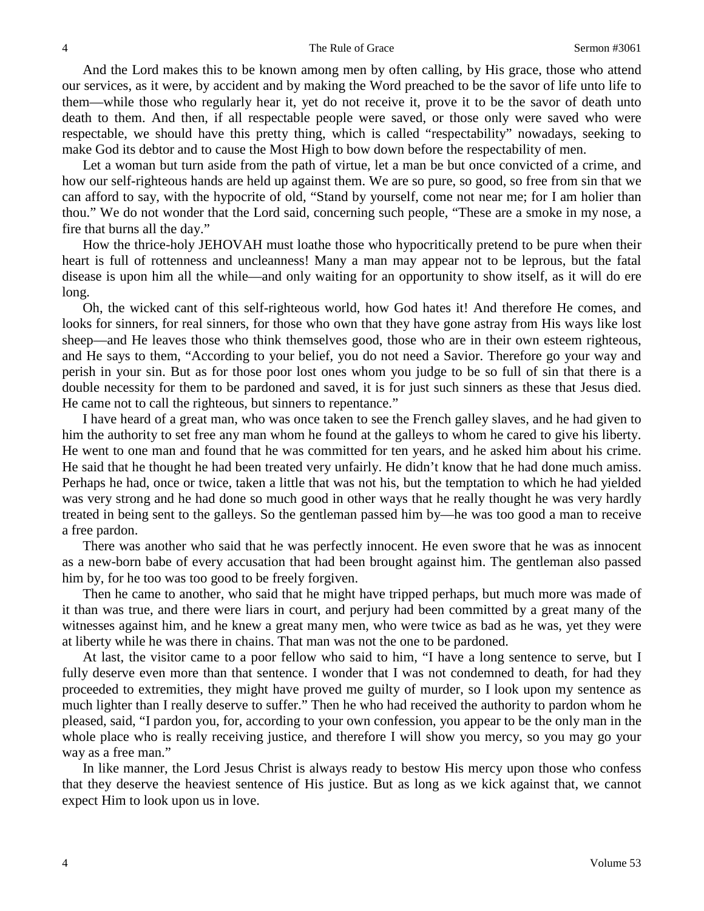And the Lord makes this to be known among men by often calling, by His grace, those who attend our services, as it were, by accident and by making the Word preached to be the savor of life unto life to them—while those who regularly hear it, yet do not receive it, prove it to be the savor of death unto death to them. And then, if all respectable people were saved, or those only were saved who were respectable, we should have this pretty thing, which is called "respectability" nowadays, seeking to make God its debtor and to cause the Most High to bow down before the respectability of men.

Let a woman but turn aside from the path of virtue, let a man be but once convicted of a crime, and how our self-righteous hands are held up against them. We are so pure, so good, so free from sin that we can afford to say, with the hypocrite of old, "Stand by yourself, come not near me; for I am holier than thou." We do not wonder that the Lord said, concerning such people, "These are a smoke in my nose, a fire that burns all the day."

How the thrice-holy JEHOVAH must loathe those who hypocritically pretend to be pure when their heart is full of rottenness and uncleanness! Many a man may appear not to be leprous, but the fatal disease is upon him all the while—and only waiting for an opportunity to show itself, as it will do ere long.

Oh, the wicked cant of this self-righteous world, how God hates it! And therefore He comes, and looks for sinners, for real sinners, for those who own that they have gone astray from His ways like lost sheep—and He leaves those who think themselves good, those who are in their own esteem righteous, and He says to them, "According to your belief, you do not need a Savior. Therefore go your way and perish in your sin. But as for those poor lost ones whom you judge to be so full of sin that there is a double necessity for them to be pardoned and saved, it is for just such sinners as these that Jesus died. He came not to call the righteous, but sinners to repentance."

I have heard of a great man, who was once taken to see the French galley slaves, and he had given to him the authority to set free any man whom he found at the galleys to whom he cared to give his liberty. He went to one man and found that he was committed for ten years, and he asked him about his crime. He said that he thought he had been treated very unfairly. He didn't know that he had done much amiss. Perhaps he had, once or twice, taken a little that was not his, but the temptation to which he had yielded was very strong and he had done so much good in other ways that he really thought he was very hardly treated in being sent to the galleys. So the gentleman passed him by—he was too good a man to receive a free pardon.

There was another who said that he was perfectly innocent. He even swore that he was as innocent as a new-born babe of every accusation that had been brought against him. The gentleman also passed him by, for he too was too good to be freely forgiven.

Then he came to another, who said that he might have tripped perhaps, but much more was made of it than was true, and there were liars in court, and perjury had been committed by a great many of the witnesses against him, and he knew a great many men, who were twice as bad as he was, yet they were at liberty while he was there in chains. That man was not the one to be pardoned.

At last, the visitor came to a poor fellow who said to him, "I have a long sentence to serve, but I fully deserve even more than that sentence. I wonder that I was not condemned to death, for had they proceeded to extremities, they might have proved me guilty of murder, so I look upon my sentence as much lighter than I really deserve to suffer." Then he who had received the authority to pardon whom he pleased, said, "I pardon you, for, according to your own confession, you appear to be the only man in the whole place who is really receiving justice, and therefore I will show you mercy, so you may go your way as a free man."

In like manner, the Lord Jesus Christ is always ready to bestow His mercy upon those who confess that they deserve the heaviest sentence of His justice. But as long as we kick against that, we cannot expect Him to look upon us in love.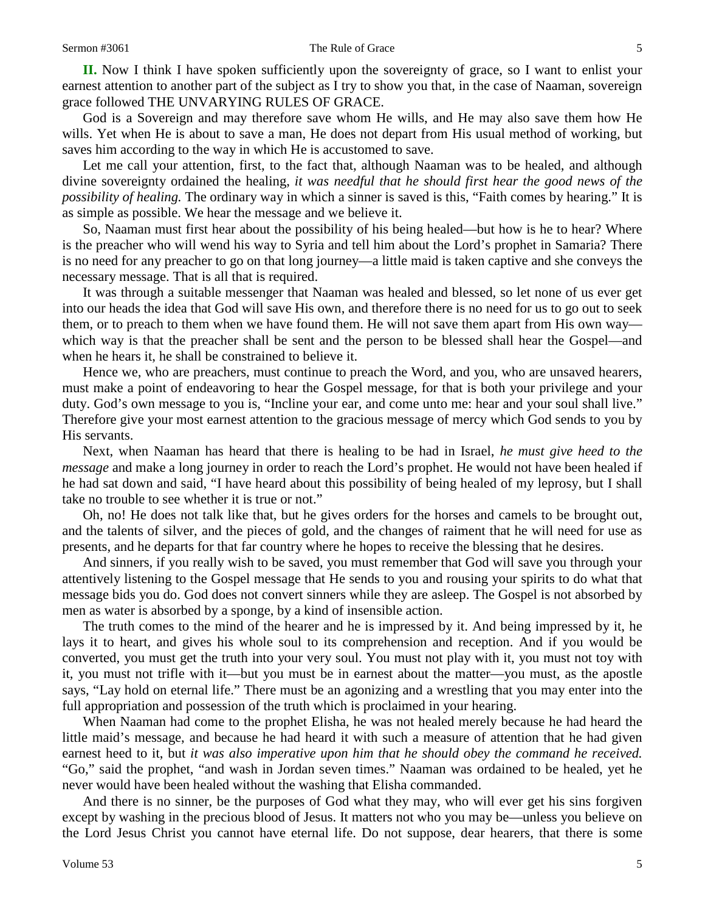**II.** Now I think I have spoken sufficiently upon the sovereignty of grace, so I want to enlist your earnest attention to another part of the subject as I try to show you that, in the case of Naaman, sovereign grace followed THE UNVARYING RULES OF GRACE.

God is a Sovereign and may therefore save whom He wills, and He may also save them how He wills. Yet when He is about to save a man, He does not depart from His usual method of working, but saves him according to the way in which He is accustomed to save.

Let me call your attention, first, to the fact that, although Naaman was to be healed, and although divine sovereignty ordained the healing, *it was needful that he should first hear the good news of the possibility of healing.* The ordinary way in which a sinner is saved is this, "Faith comes by hearing." It is as simple as possible. We hear the message and we believe it.

So, Naaman must first hear about the possibility of his being healed—but how is he to hear? Where is the preacher who will wend his way to Syria and tell him about the Lord's prophet in Samaria? There is no need for any preacher to go on that long journey—a little maid is taken captive and she conveys the necessary message. That is all that is required.

It was through a suitable messenger that Naaman was healed and blessed, so let none of us ever get into our heads the idea that God will save His own, and therefore there is no need for us to go out to seek them, or to preach to them when we have found them. He will not save them apart from His own way—which way is that the preacher shall be sent and the person to be blessed shall hear the Gospel—and when he hears it, he shall be constrained to believe it.

Hence we, who are preachers, must continue to preach the Word, and you, who are unsaved hearers, must make a point of endeavoring to hear the Gospel message, for that is both your privilege and your duty. God's own message to you is, "Incline your ear, and come unto me: hear and your soul shall live." Therefore give your most earnest attention to the gracious message of mercy which God sends to you by His servants.

Next, when Naaman has heard that there is healing to be had in Israel, *he must give heed to the message* and make a long journey in order to reach the Lord's prophet. He would not have been healed if he had sat down and said, "I have heard about this possibility of being healed of my leprosy, but I shall take no trouble to see whether it is true or not."

Oh, no! He does not talk like that, but he gives orders for the horses and camels to be brought out, and the talents of silver, and the pieces of gold, and the changes of raiment that he will need for use as presents, and he departs for that far country where he hopes to receive the blessing that he desires.

And sinners, if you really wish to be saved, you must remember that God will save you through your attentively listening to the Gospel message that He sends to you and rousing your spirits to do what that message bids you do. God does not convert sinners while they are asleep. The Gospel is not absorbed by men as water is absorbed by a sponge, by a kind of insensible action.

The truth comes to the mind of the hearer and he is impressed by it. And being impressed by it, he lays it to heart, and gives his whole soul to its comprehension and reception. And if you would be converted, you must get the truth into your very soul. You must not play with it, you must not toy with it, you must not trifle with it—but you must be in earnest about the matter—you must, as the apostle says, "Lay hold on eternal life." There must be an agonizing and a wrestling that you may enter into the full appropriation and possession of the truth which is proclaimed in your hearing.

When Naaman had come to the prophet Elisha, he was not healed merely because he had heard the little maid's message, and because he had heard it with such a measure of attention that he had given earnest heed to it, but *it was also imperative upon him that he should obey the command he received.* "Go," said the prophet, "and wash in Jordan seven times." Naaman was ordained to be healed, yet he never would have been healed without the washing that Elisha commanded.

And there is no sinner, be the purposes of God what they may, who will ever get his sins forgiven except by washing in the precious blood of Jesus. It matters not who you may be—unless you believe on the Lord Jesus Christ you cannot have eternal life. Do not suppose, dear hearers, that there is some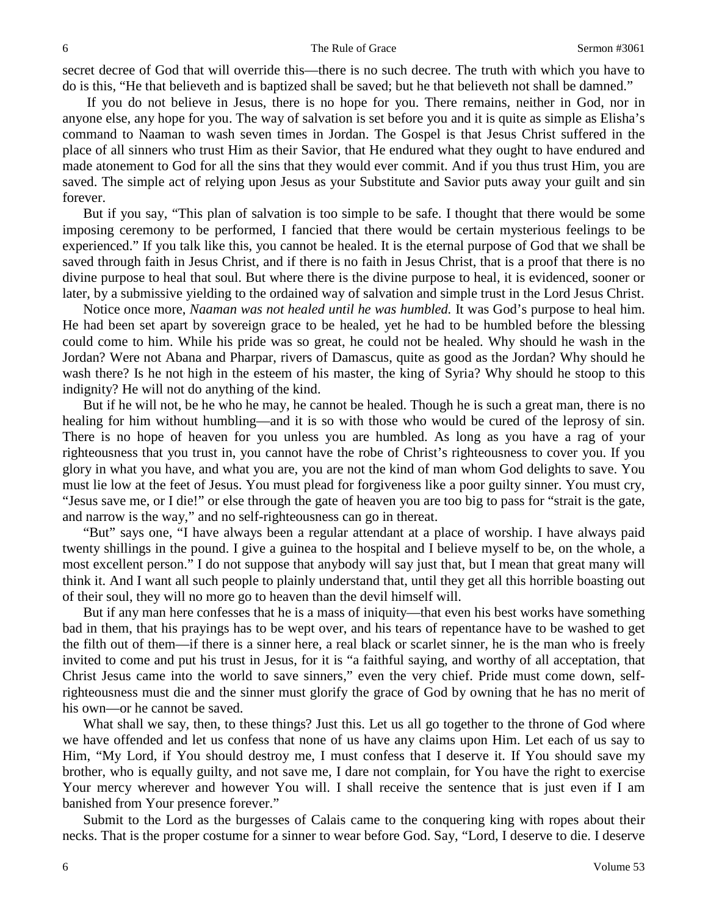secret decree of God that will override this—there is no such decree. The truth with which you have to do is this, "He that believeth and is baptized shall be saved; but he that believeth not shall be damned."

If you do not believe in Jesus, there is no hope for you. There remains, neither in God, nor in anyone else, any hope for you. The way of salvation is set before you and it is quite as simple as Elisha's command to Naaman to wash seven times in Jordan. The Gospel is that Jesus Christ suffered in the place of all sinners who trust Him as their Savior, that He endured what they ought to have endured and made atonement to God for all the sins that they would ever commit. And if you thus trust Him, you are saved. The simple act of relying upon Jesus as your Substitute and Savior puts away your guilt and sin forever.

But if you say, "This plan of salvation is too simple to be safe. I thought that there would be some imposing ceremony to be performed, I fancied that there would be certain mysterious feelings to be experienced." If you talk like this, you cannot be healed. It is the eternal purpose of God that we shall be saved through faith in Jesus Christ, and if there is no faith in Jesus Christ, that is a proof that there is no divine purpose to heal that soul. But where there is the divine purpose to heal, it is evidenced, sooner or later, by a submissive yielding to the ordained way of salvation and simple trust in the Lord Jesus Christ.

Notice once more, *Naaman was not healed until he was humbled.* It was God's purpose to heal him. He had been set apart by sovereign grace to be healed, yet he had to be humbled before the blessing could come to him. While his pride was so great, he could not be healed. Why should he wash in the Jordan? Were not Abana and Pharpar, rivers of Damascus, quite as good as the Jordan? Why should he wash there? Is he not high in the esteem of his master, the king of Syria? Why should he stoop to this indignity? He will not do anything of the kind.

But if he will not, be he who he may, he cannot be healed. Though he is such a great man, there is no healing for him without humbling—and it is so with those who would be cured of the leprosy of sin. There is no hope of heaven for you unless you are humbled. As long as you have a rag of your righteousness that you trust in, you cannot have the robe of Christ's righteousness to cover you. If you glory in what you have, and what you are, you are not the kind of man whom God delights to save. You must lie low at the feet of Jesus. You must plead for forgiveness like a poor guilty sinner. You must cry, "Jesus save me, or I die!" or else through the gate of heaven you are too big to pass for "strait is the gate, and narrow is the way," and no self-righteousness can go in thereat.

"But" says one, "I have always been a regular attendant at a place of worship. I have always paid twenty shillings in the pound. I give a guinea to the hospital and I believe myself to be, on the whole, a most excellent person." I do not suppose that anybody will say just that, but I mean that great many will think it. And I want all such people to plainly understand that, until they get all this horrible boasting out of their soul, they will no more go to heaven than the devil himself will.

But if any man here confesses that he is a mass of iniquity—that even his best works have something bad in them, that his prayings has to be wept over, and his tears of repentance have to be washed to get the filth out of them—if there is a sinner here, a real black or scarlet sinner, he is the man who is freely invited to come and put his trust in Jesus, for it is "a faithful saying, and worthy of all acceptation, that Christ Jesus came into the world to save sinners," even the very chief. Pride must come down, self-righteousness must die and the sinner must glorify the grace of God by owning that he has no merit of his own—or he cannot be saved.

What shall we say, then, to these things? Just this. Let us all go together to the throne of God where we have offended and let us confess that none of us have any claims upon Him. Let each of us say to Him, "My Lord, if You should destroy me, I must confess that I deserve it. If You should save my brother, who is equally guilty, and not save me, I dare not complain, for You have the right to exercise Your mercy wherever and however You will. I shall receive the sentence that is just even if I am banished from Your presence forever."

Submit to the Lord as the burgesses of Calais came to the conquering king with ropes about their necks. That is the proper costume for a sinner to wear before God. Say, "Lord, I deserve to die. I deserve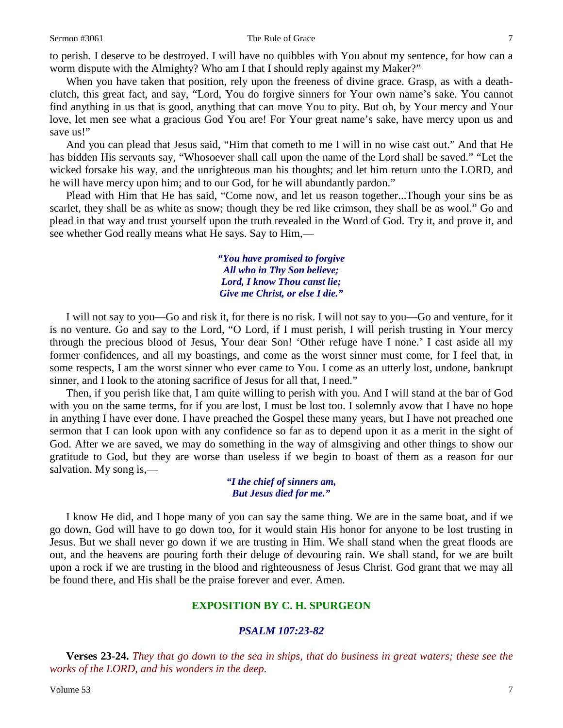to perish. I deserve to be destroyed. I will have no quibbles with You about my sentence, for how can a worm dispute with the Almighty? Who am I that I should reply against my Maker?"

When you have taken that position, rely upon the freeness of divine grace. Grasp, as with a death-clutch, this great fact, and say, "Lord, You do forgive sinners for Your own name's sake. You cannot find anything in us that is good, anything that can move You to pity. But oh, by Your mercy and Your love, let men see what a gracious God You are! For Your great name's sake, have mercy upon us and save us!"

And you can plead that Jesus said, "Him that cometh to me I will in no wise cast out." And that He has bidden His servants say, "Whosoever shall call upon the name of the Lord shall be saved." "Let the wicked forsake his way, and the unrighteous man his thoughts; and let him return unto the LORD, and he will have mercy upon him; and to our God, for he will abundantly pardon."

Plead with Him that He has said, "Come now, and let us reason together...Though your sins be as scarlet, they shall be as white as snow; though they be red like crimson, they shall be as wool." Go and plead in that way and trust yourself upon the truth revealed in the Word of God. Try it, and prove it, and see whether God really means what He says. Say to Him,—

> ***"You have promised to forgive***
> ***All who in Thy Son believe;***
> ***Lord, I know Thou canst lie;***
> ***Give me Christ, or else I die."***

I will not say to you—Go and risk it, for there is no risk. I will not say to you—Go and venture, for it is no venture. Go and say to the Lord, "O Lord, if I must perish, I will perish trusting in Your mercy through the precious blood of Jesus, Your dear Son! 'Other refuge have I none.' I cast aside all my former confidences, and all my boastings, and come as the worst sinner must come, for I feel that, in some respects, I am the worst sinner who ever came to You. I come as an utterly lost, undone, bankrupt sinner, and I look to the atoning sacrifice of Jesus for all that, I need."

Then, if you perish like that, I am quite willing to perish with you. And I will stand at the bar of God with you on the same terms, for if you are lost, I must be lost too. I solemnly avow that I have no hope in anything I have ever done. I have preached the Gospel these many years, but I have not preached one sermon that I can look upon with any confidence so far as to depend upon it as a merit in the sight of God. After we are saved, we may do something in the way of almsgiving and other things to show our gratitude to God, but they are worse than useless if we begin to boast of them as a reason for our salvation. My song is,—

> ***"I the chief of sinners am,***
> ***But Jesus died for me."***

I know He did, and I hope many of you can say the same thing. We are in the same boat, and if we go down, God will have to go down too, for it would stain His honor for anyone to be lost trusting in Jesus. But we shall never go down if we are trusting in Him. We shall stand when the great floods are out, and the heavens are pouring forth their deluge of devouring rain. We shall stand, for we are built upon a rock if we are trusting in the blood and righteousness of Jesus Christ. God grant that we may all be found there, and His shall be the praise forever and ever. Amen.

## EXPOSITION BY C. H. SPURGEON

### *PSALM 107:23-82*

**Verses 23-24.** *They that go down to the sea in ships, that do business in great waters; these see the works of the LORD, and his wonders in the deep.*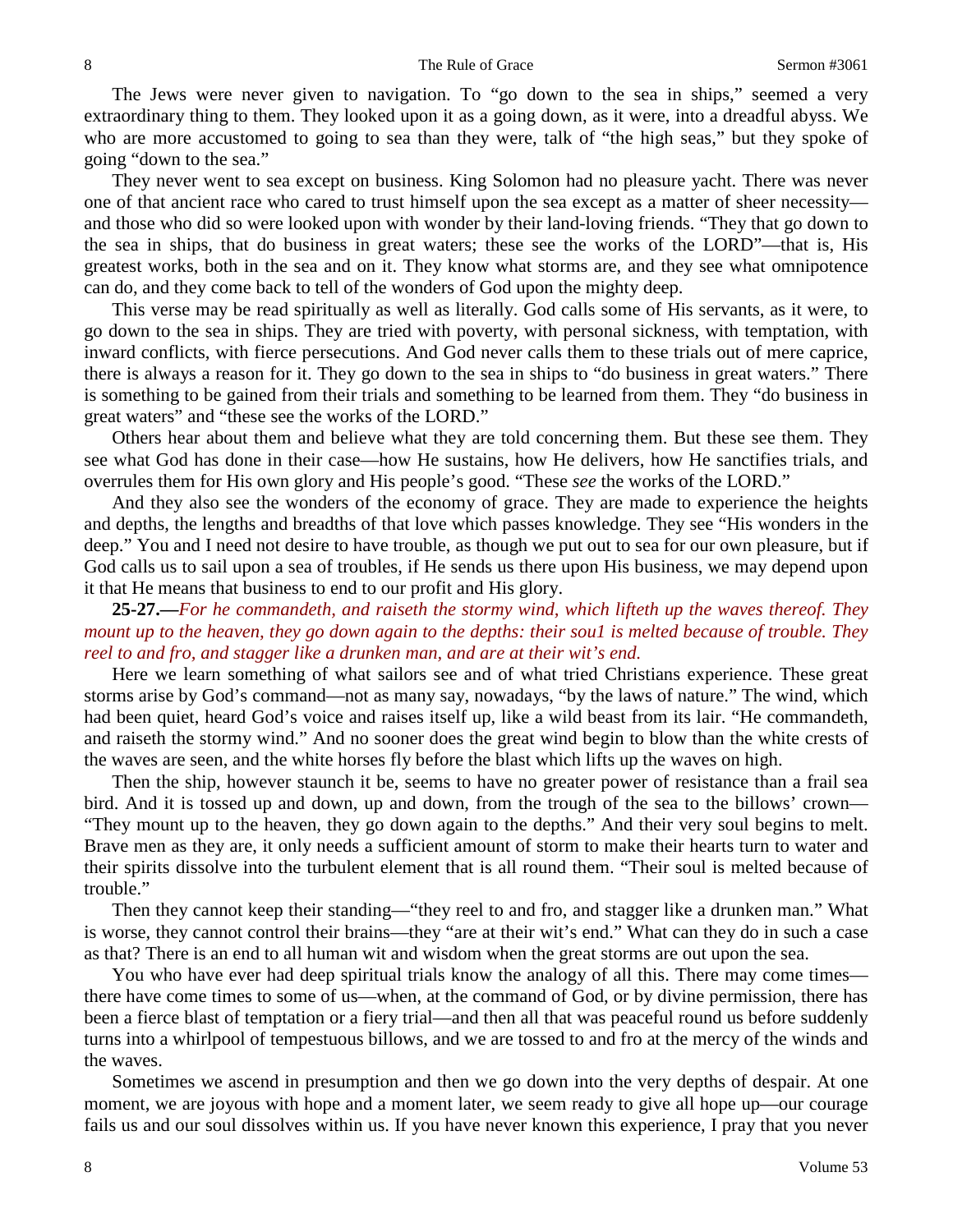The Jews were never given to navigation. To "go down to the sea in ships," seemed a very extraordinary thing to them. They looked upon it as a going down, as it were, into a dreadful abyss. We who are more accustomed to going to sea than they were, talk of "the high seas," but they spoke of going "down to the sea."

They never went to sea except on business. King Solomon had no pleasure yacht. There was never one of that ancient race who cared to trust himself upon the sea except as a matter of sheer necessity—and those who did so were looked upon with wonder by their land-loving friends. "They that go down to the sea in ships, that do business in great waters; these see the works of the LORD"—that is, His greatest works, both in the sea and on it. They know what storms are, and they see what omnipotence can do, and they come back to tell of the wonders of God upon the mighty deep.

This verse may be read spiritually as well as literally. God calls some of His servants, as it were, to go down to the sea in ships. They are tried with poverty, with personal sickness, with temptation, with inward conflicts, with fierce persecutions. And God never calls them to these trials out of mere caprice, there is always a reason for it. They go down to the sea in ships to "do business in great waters." There is something to be gained from their trials and something to be learned from them. They "do business in great waters" and "these see the works of the LORD."

Others hear about them and believe what they are told concerning them. But these see them. They see what God has done in their case—how He sustains, how He delivers, how He sanctifies trials, and overrules them for His own glory and His people's good. "These *see* the works of the LORD."

And they also see the wonders of the economy of grace. They are made to experience the heights and depths, the lengths and breadths of that love which passes knowledge. They see "His wonders in the deep." You and I need not desire to have trouble, as though we put out to sea for our own pleasure, but if God calls us to sail upon a sea of troubles, if He sends us there upon His business, we may depend upon it that He means that business to end to our profit and His glory.

**25-27.—***For he commandeth, and raiseth the stormy wind, which lifteth up the waves thereof. They mount up to the heaven, they go down again to the depths: their sou1 is melted because of trouble. They reel to and fro, and stagger like a drunken man, and are at their wit's end.*

Here we learn something of what sailors see and of what tried Christians experience. These great storms arise by God's command—not as many say, nowadays, "by the laws of nature." The wind, which had been quiet, heard God's voice and raises itself up, like a wild beast from its lair. "He commandeth, and raiseth the stormy wind." And no sooner does the great wind begin to blow than the white crests of the waves are seen, and the white horses fly before the blast which lifts up the waves on high.

Then the ship, however staunch it be, seems to have no greater power of resistance than a frail sea bird. And it is tossed up and down, up and down, from the trough of the sea to the billows' crown—"They mount up to the heaven, they go down again to the depths." And their very soul begins to melt. Brave men as they are, it only needs a sufficient amount of storm to make their hearts turn to water and their spirits dissolve into the turbulent element that is all round them. "Their soul is melted because of trouble."

Then they cannot keep their standing—"they reel to and fro, and stagger like a drunken man." What is worse, they cannot control their brains—they "are at their wit's end." What can they do in such a case as that? There is an end to all human wit and wisdom when the great storms are out upon the sea.

You who have ever had deep spiritual trials know the analogy of all this. There may come times—there have come times to some of us—when, at the command of God, or by divine permission, there has been a fierce blast of temptation or a fiery trial—and then all that was peaceful round us before suddenly turns into a whirlpool of tempestuous billows, and we are tossed to and fro at the mercy of the winds and the waves.

Sometimes we ascend in presumption and then we go down into the very depths of despair. At one moment, we are joyous with hope and a moment later, we seem ready to give all hope up—our courage fails us and our soul dissolves within us. If you have never known this experience, I pray that you never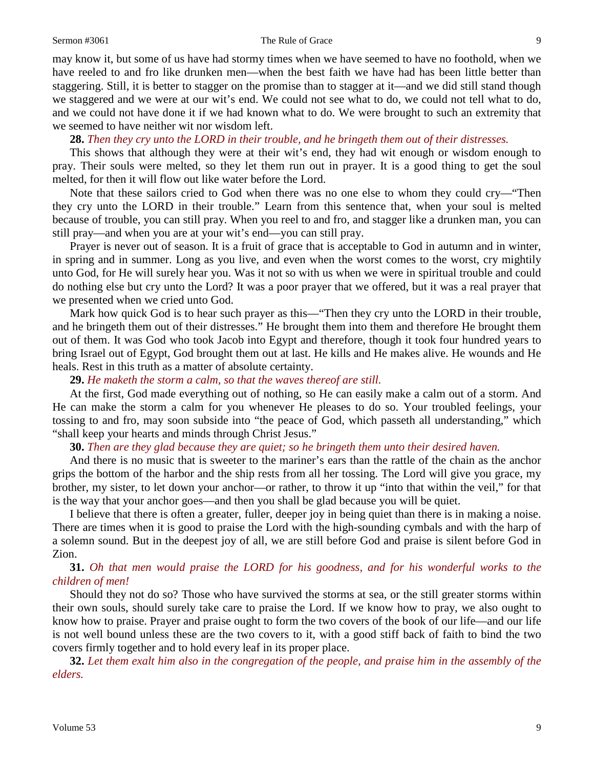may know it, but some of us have had stormy times when we have seemed to have no foothold, when we have reeled to and fro like drunken men—when the best faith we have had has been little better than staggering. Still, it is better to stagger on the promise than to stagger at it—and we did still stand though we staggered and we were at our wit's end. We could not see what to do, we could not tell what to do, and we could not have done it if we had known what to do. We were brought to such an extremity that we seemed to have neither wit nor wisdom left.

**28.** *Then they cry unto the LORD in their trouble, and he bringeth them out of their distresses.*

This shows that although they were at their wit's end, they had wit enough or wisdom enough to pray. Their souls were melted, so they let them run out in prayer. It is a good thing to get the soul melted, for then it will flow out like water before the Lord.

Note that these sailors cried to God when there was no one else to whom they could cry—"Then they cry unto the LORD in their trouble." Learn from this sentence that, when your soul is melted because of trouble, you can still pray. When you reel to and fro, and stagger like a drunken man, you can still pray—and when you are at your wit's end—you can still pray.

Prayer is never out of season. It is a fruit of grace that is acceptable to God in autumn and in winter, in spring and in summer. Long as you live, and even when the worst comes to the worst, cry mightily unto God, for He will surely hear you. Was it not so with us when we were in spiritual trouble and could do nothing else but cry unto the Lord? It was a poor prayer that we offered, but it was a real prayer that we presented when we cried unto God.

Mark how quick God is to hear such prayer as this—"Then they cry unto the LORD in their trouble, and he bringeth them out of their distresses." He brought them into them and therefore He brought them out of them. It was God who took Jacob into Egypt and therefore, though it took four hundred years to bring Israel out of Egypt, God brought them out at last. He kills and He makes alive. He wounds and He heals. Rest in this truth as a matter of absolute certainty.

**29.** *He maketh the storm a calm, so that the waves thereof are still.*

At the first, God made everything out of nothing, so He can easily make a calm out of a storm. And He can make the storm a calm for you whenever He pleases to do so. Your troubled feelings, your tossing to and fro, may soon subside into "the peace of God, which passeth all understanding," which "shall keep your hearts and minds through Christ Jesus."

**30.** *Then are they glad because they are quiet; so he bringeth them unto their desired haven.*

And there is no music that is sweeter to the mariner's ears than the rattle of the chain as the anchor grips the bottom of the harbor and the ship rests from all her tossing. The Lord will give you grace, my brother, my sister, to let down your anchor—or rather, to throw it up "into that within the veil," for that is the way that your anchor goes—and then you shall be glad because you will be quiet.

I believe that there is often a greater, fuller, deeper joy in being quiet than there is in making a noise. There are times when it is good to praise the Lord with the high-sounding cymbals and with the harp of a solemn sound. But in the deepest joy of all, we are still before God and praise is silent before God in Zion.

**31.** *Oh that men would praise the LORD for his goodness, and for his wonderful works to the children of men!*

Should they not do so? Those who have survived the storms at sea, or the still greater storms within their own souls, should surely take care to praise the Lord. If we know how to pray, we also ought to know how to praise. Prayer and praise ought to form the two covers of the book of our life—and our life is not well bound unless these are the two covers to it, with a good stiff back of faith to bind the two covers firmly together and to hold every leaf in its proper place.

**32.** *Let them exalt him also in the congregation of the people, and praise him in the assembly of the elders.*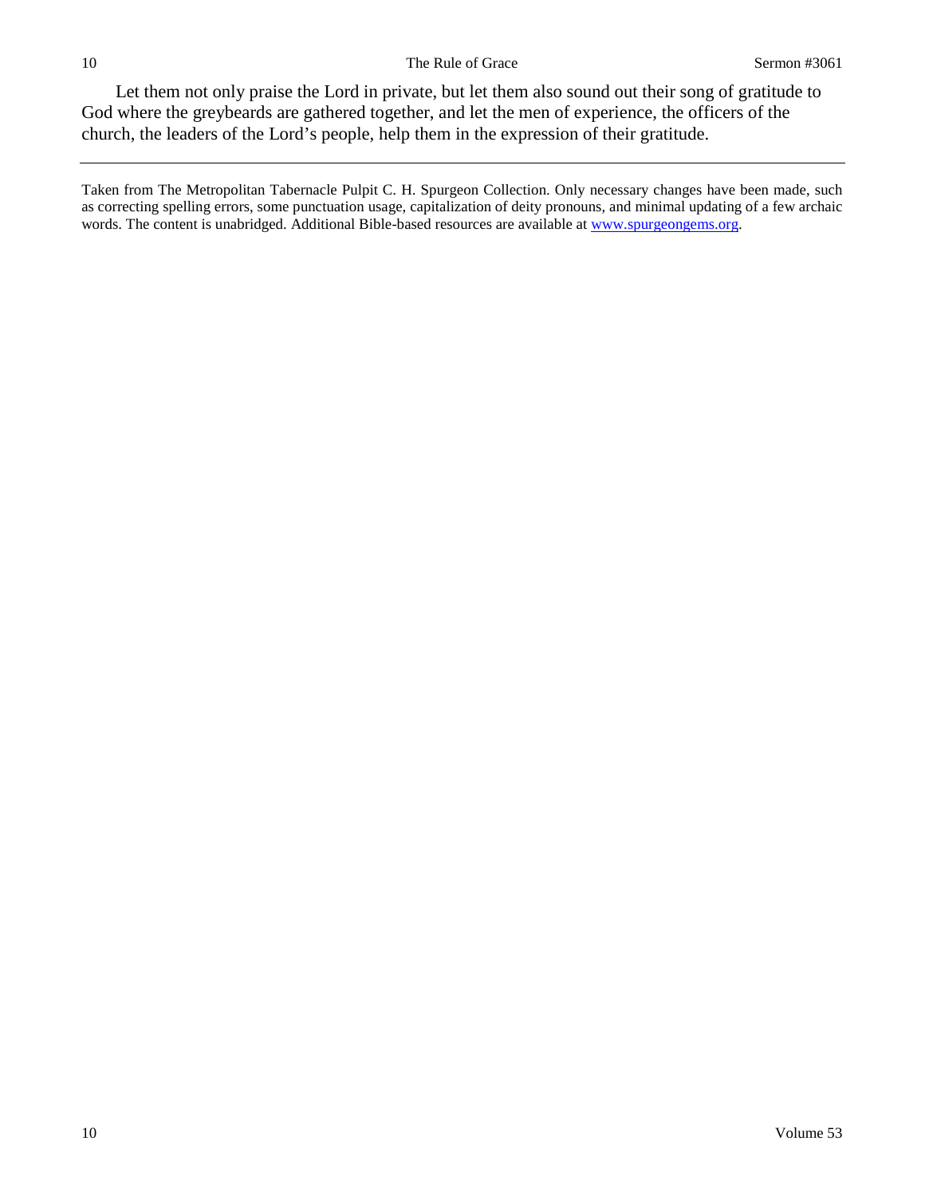Let them not only praise the Lord in private, but let them also sound out their song of gratitude to God where the greybeards are gathered together, and let the men of experience, the officers of the church, the leaders of the Lord's people, help them in the expression of their gratitude.

---

Taken from The Metropolitan Tabernacle Pulpit C. H. Spurgeon Collection. Only necessary changes have been made, such as correcting spelling errors, some punctuation usage, capitalization of deity pronouns, and minimal updating of a few archaic words. The content is unabridged. Additional Bible-based resources are available at www.spurgeongems.org.